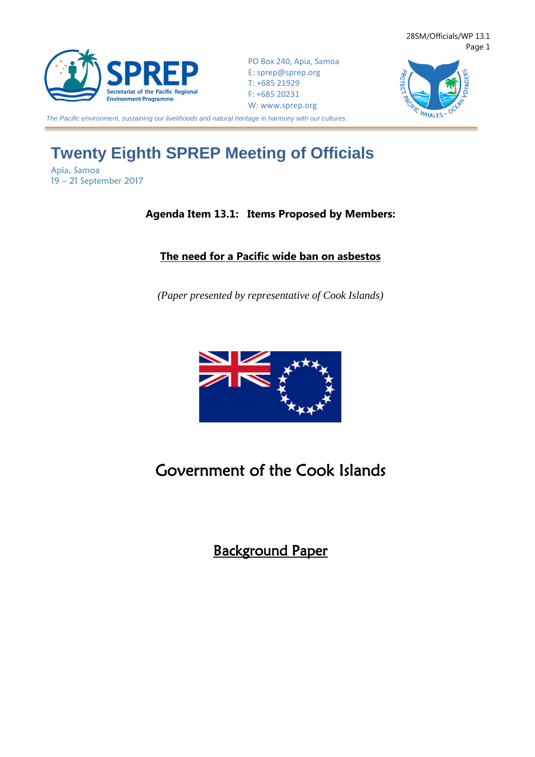PO Box 240, Apia, Samoa
E: sprep@sprep.org
T: +685 21929
F: +685 20231
W: www.sprep.org

*The Pacific environment, sustaining our livelihoods and natural heritage in harmony with our cultures.*

# Twenty Eighth SPREP Meeting of Officials

Apia, Samoa
19 – 21 September 2017

**Agenda Item 13.1: Items Proposed by Members:**

**The need for a Pacific wide ban on asbestos**

*(Paper presented by representative of Cook Islands)*

## Government of the Cook Islands

## Background Paper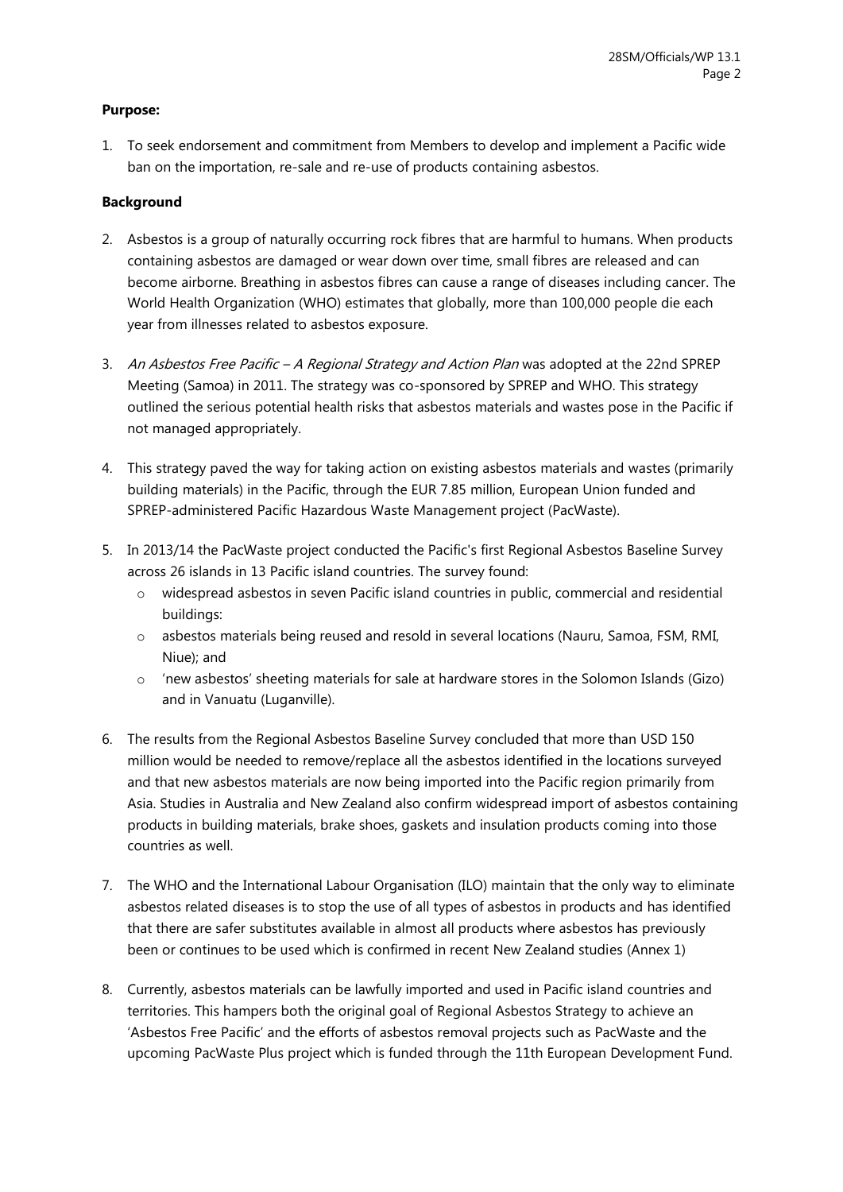**Purpose:**

1. To seek endorsement and commitment from Members to develop and implement a Pacific wide ban on the importation, re-sale and re-use of products containing asbestos.

**Background**

2. Asbestos is a group of naturally occurring rock fibres that are harmful to humans. When products containing asbestos are damaged or wear down over time, small fibres are released and can become airborne. Breathing in asbestos fibres can cause a range of diseases including cancer. The World Health Organization (WHO) estimates that globally, more than 100,000 people die each year from illnesses related to asbestos exposure.

3. *An Asbestos Free Pacific – A Regional Strategy and Action Plan* was adopted at the 22nd SPREP Meeting (Samoa) in 2011. The strategy was co-sponsored by SPREP and WHO. This strategy outlined the serious potential health risks that asbestos materials and wastes pose in the Pacific if not managed appropriately.

4. This strategy paved the way for taking action on existing asbestos materials and wastes (primarily building materials) in the Pacific, through the EUR 7.85 million, European Union funded and SPREP-administered Pacific Hazardous Waste Management project (PacWaste).

5. In 2013/14 the PacWaste project conducted the Pacific's first Regional Asbestos Baseline Survey across 26 islands in 13 Pacific island countries. The survey found:
   - widespread asbestos in seven Pacific island countries in public, commercial and residential buildings:
   - asbestos materials being reused and resold in several locations (Nauru, Samoa, FSM, RMI, Niue); and
   - 'new asbestos' sheeting materials for sale at hardware stores in the Solomon Islands (Gizo) and in Vanuatu (Luganville).

6. The results from the Regional Asbestos Baseline Survey concluded that more than USD 150 million would be needed to remove/replace all the asbestos identified in the locations surveyed and that new asbestos materials are now being imported into the Pacific region primarily from Asia. Studies in Australia and New Zealand also confirm widespread import of asbestos containing products in building materials, brake shoes, gaskets and insulation products coming into those countries as well.

7. The WHO and the International Labour Organisation (ILO) maintain that the only way to eliminate asbestos related diseases is to stop the use of all types of asbestos in products and has identified that there are safer substitutes available in almost all products where asbestos has previously been or continues to be used which is confirmed in recent New Zealand studies (Annex 1)

8. Currently, asbestos materials can be lawfully imported and used in Pacific island countries and territories. This hampers both the original goal of Regional Asbestos Strategy to achieve an 'Asbestos Free Pacific' and the efforts of asbestos removal projects such as PacWaste and the upcoming PacWaste Plus project which is funded through the 11th European Development Fund.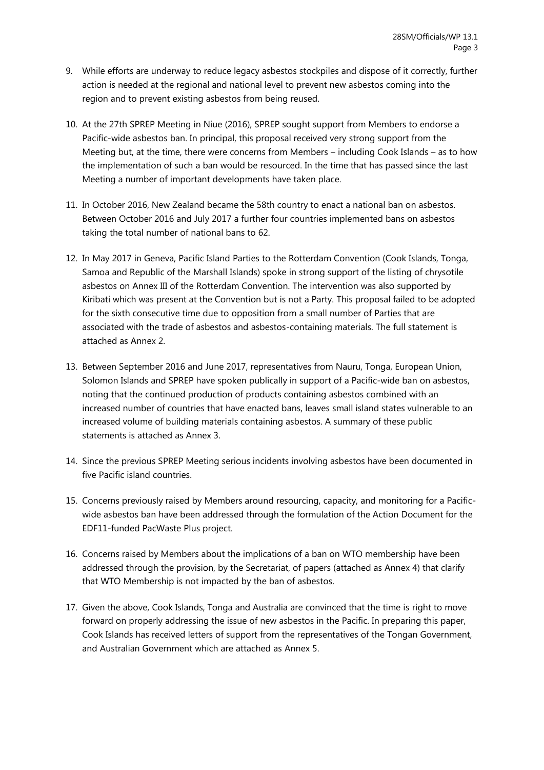9. While efforts are underway to reduce legacy asbestos stockpiles and dispose of it correctly, further action is needed at the regional and national level to prevent new asbestos coming into the region and to prevent existing asbestos from being reused.

10. At the 27th SPREP Meeting in Niue (2016), SPREP sought support from Members to endorse a Pacific-wide asbestos ban. In principal, this proposal received very strong support from the Meeting but, at the time, there were concerns from Members – including Cook Islands – as to how the implementation of such a ban would be resourced. In the time that has passed since the last Meeting a number of important developments have taken place.

11. In October 2016, New Zealand became the 58th country to enact a national ban on asbestos. Between October 2016 and July 2017 a further four countries implemented bans on asbestos taking the total number of national bans to 62.

12. In May 2017 in Geneva, Pacific Island Parties to the Rotterdam Convention (Cook Islands, Tonga, Samoa and Republic of the Marshall Islands) spoke in strong support of the listing of chrysotile asbestos on Annex III of the Rotterdam Convention. The intervention was also supported by Kiribati which was present at the Convention but is not a Party. This proposal failed to be adopted for the sixth consecutive time due to opposition from a small number of Parties that are associated with the trade of asbestos and asbestos-containing materials. The full statement is attached as Annex 2.

13. Between September 2016 and June 2017, representatives from Nauru, Tonga, European Union, Solomon Islands and SPREP have spoken publically in support of a Pacific-wide ban on asbestos, noting that the continued production of products containing asbestos combined with an increased number of countries that have enacted bans, leaves small island states vulnerable to an increased volume of building materials containing asbestos. A summary of these public statements is attached as Annex 3.

14. Since the previous SPREP Meeting serious incidents involving asbestos have been documented in five Pacific island countries.

15. Concerns previously raised by Members around resourcing, capacity, and monitoring for a Pacific-wide asbestos ban have been addressed through the formulation of the Action Document for the EDF11-funded PacWaste Plus project.

16. Concerns raised by Members about the implications of a ban on WTO membership have been addressed through the provision, by the Secretariat, of papers (attached as Annex 4) that clarify that WTO Membership is not impacted by the ban of asbestos.

17. Given the above, Cook Islands, Tonga and Australia are convinced that the time is right to move forward on properly addressing the issue of new asbestos in the Pacific. In preparing this paper, Cook Islands has received letters of support from the representatives of the Tongan Government, and Australian Government which are attached as Annex 5.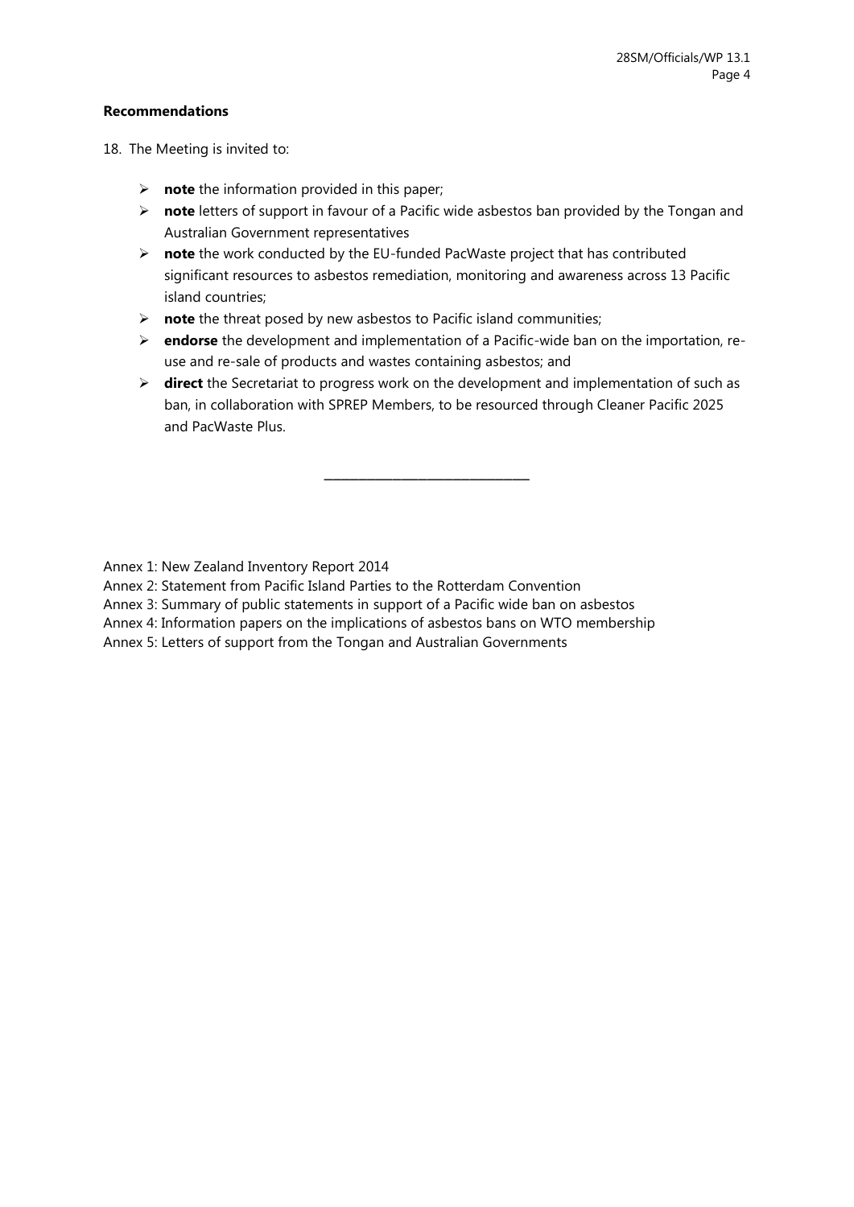**Recommendations**

18. The Meeting is invited to:

- **note** the information provided in this paper;
- **note** letters of support in favour of a Pacific wide asbestos ban provided by the Tongan and Australian Government representatives
- **note** the work conducted by the EU-funded PacWaste project that has contributed significant resources to asbestos remediation, monitoring and awareness across 13 Pacific island countries;
- **note** the threat posed by new asbestos to Pacific island communities;
- **endorse** the development and implementation of a Pacific-wide ban on the importation, re-use and re-sale of products and wastes containing asbestos; and
- **direct** the Secretariat to progress work on the development and implementation of such as ban, in collaboration with SPREP Members, to be resourced through Cleaner Pacific 2025 and PacWaste Plus.

---

Annex 1: New Zealand Inventory Report 2014
Annex 2: Statement from Pacific Island Parties to the Rotterdam Convention
Annex 3: Summary of public statements in support of a Pacific wide ban on asbestos
Annex 4: Information papers on the implications of asbestos bans on WTO membership
Annex 5: Letters of support from the Tongan and Australian Governments